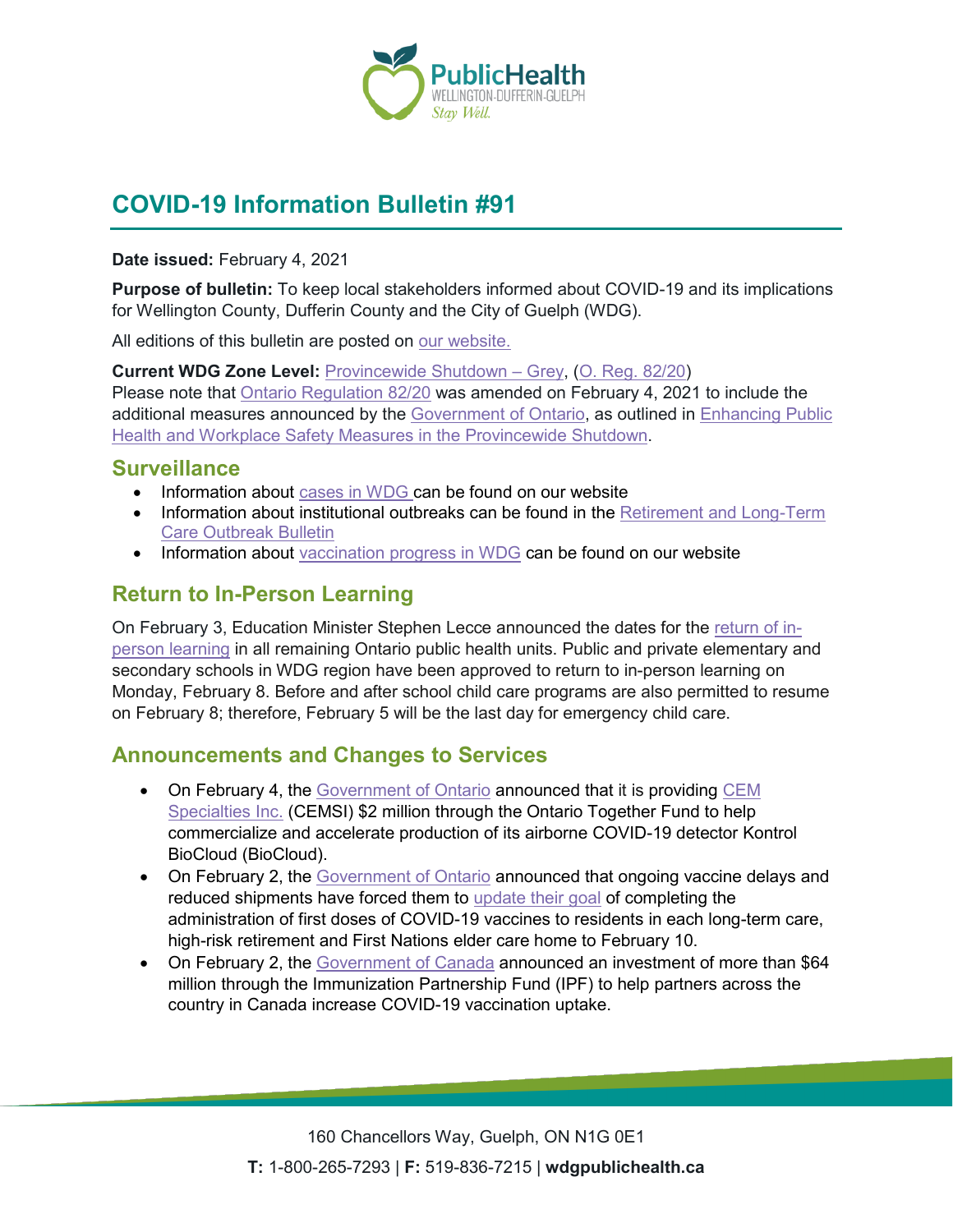# COVID-19 Information Bulletin #91

**Date issued:** February 4, 2021

**Purpose of bulletin:** To keep local stakeholders informed about COVID-19 and its implications for Wellington County, Dufferin County and the City of Guelph (WDG).

All editions of this bulletin are posted on our website.

**Current WDG Zone Level:** Provincewide Shutdown – Grey, (O. Reg. 82/20)
Please note that Ontario Regulation 82/20 was amended on February 4, 2021 to include the additional measures announced by the Government of Ontario, as outlined in Enhancing Public Health and Workplace Safety Measures in the Provincewide Shutdown.

## Surveillance

- Information about cases in WDG can be found on our website
- Information about institutional outbreaks can be found in the Retirement and Long-Term Care Outbreak Bulletin
- Information about vaccination progress in WDG can be found on our website

## Return to In-Person Learning

On February 3, Education Minister Stephen Lecce announced the dates for the return of in-person learning in all remaining Ontario public health units. Public and private elementary and secondary schools in WDG region have been approved to return to in-person learning on Monday, February 8. Before and after school child care programs are also permitted to resume on February 8; therefore, February 5 will be the last day for emergency child care.

## Announcements and Changes to Services

- On February 4, the Government of Ontario announced that it is providing CEM Specialties Inc. (CEMSI) $2 million through the Ontario Together Fund to help commercialize and accelerate production of its airborne COVID-19 detector Kontrol BioCloud (BioCloud).
- On February 2, the Government of Ontario announced that ongoing vaccine delays and reduced shipments have forced them to update their goal of completing the administration of first doses of COVID-19 vaccines to residents in each long-term care, high-risk retirement and First Nations elder care home to February 10.
- On February 2, the Government of Canada announced an investment of more than $64 million through the Immunization Partnership Fund (IPF) to help partners across the country in Canada increase COVID-19 vaccination uptake.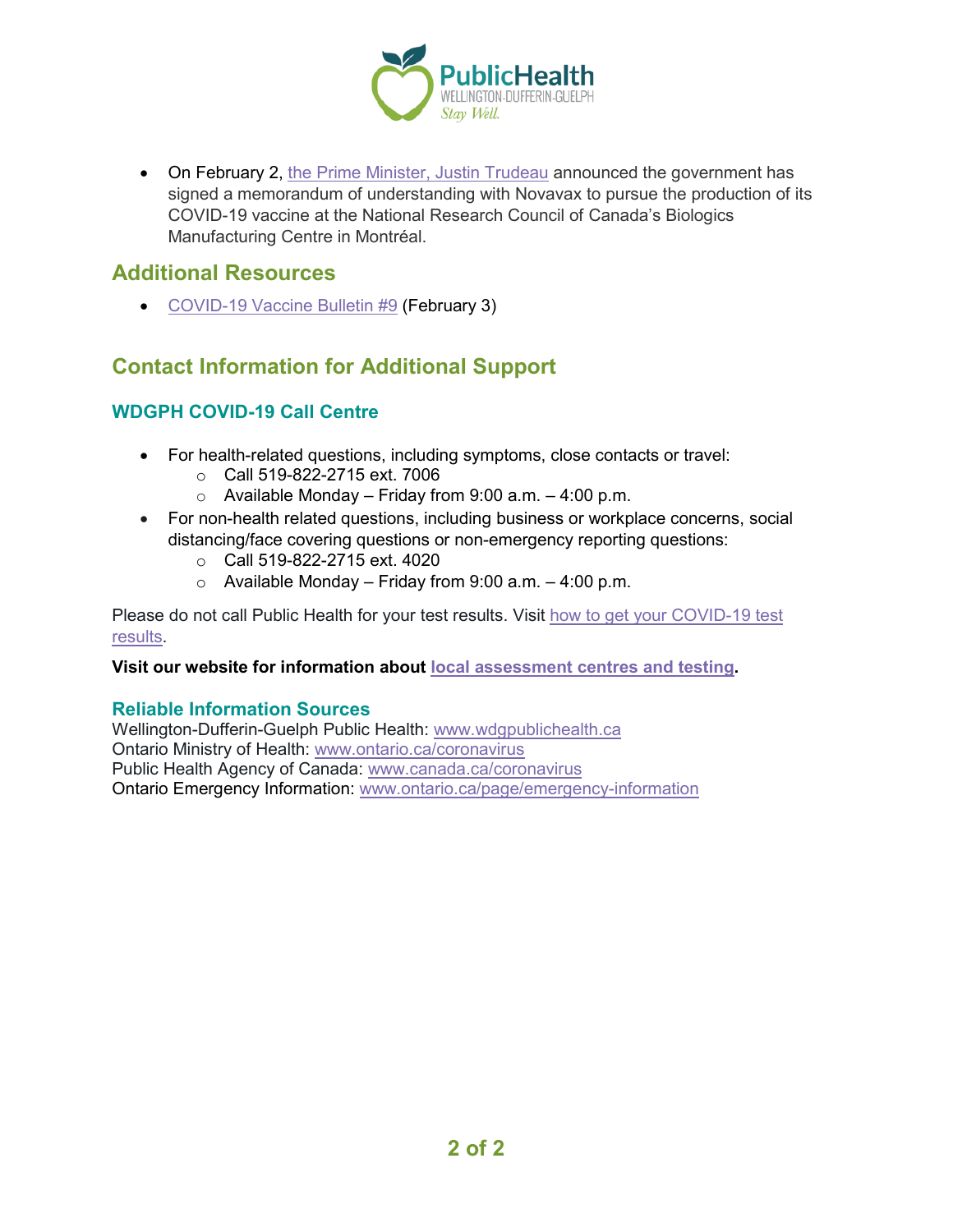- On February 2, the Prime Minister, Justin Trudeau announced the government has signed a memorandum of understanding with Novavax to pursue the production of its COVID-19 vaccine at the National Research Council of Canada's Biologics Manufacturing Centre in Montréal.

## Additional Resources

- COVID-19 Vaccine Bulletin #9 (February 3)

## Contact Information for Additional Support

### WDGPH COVID-19 Call Centre

- For health-related questions, including symptoms, close contacts or travel:
  - Call 519-822-2715 ext. 7006
  - Available Monday – Friday from 9:00 a.m. – 4:00 p.m.
- For non-health related questions, including business or workplace concerns, social distancing/face covering questions or non-emergency reporting questions:
  - Call 519-822-2715 ext. 4020
  - Available Monday – Friday from 9:00 a.m. – 4:00 p.m.

Please do not call Public Health for your test results. Visit how to get your COVID-19 test results.

**Visit our website for information about local assessment centres and testing.**

### Reliable Information Sources

Wellington-Dufferin-Guelph Public Health: www.wdgpublichealth.ca
Ontario Ministry of Health: www.ontario.ca/coronavirus
Public Health Agency of Canada: www.canada.ca/coronavirus
Ontario Emergency Information: www.ontario.ca/page/emergency-information